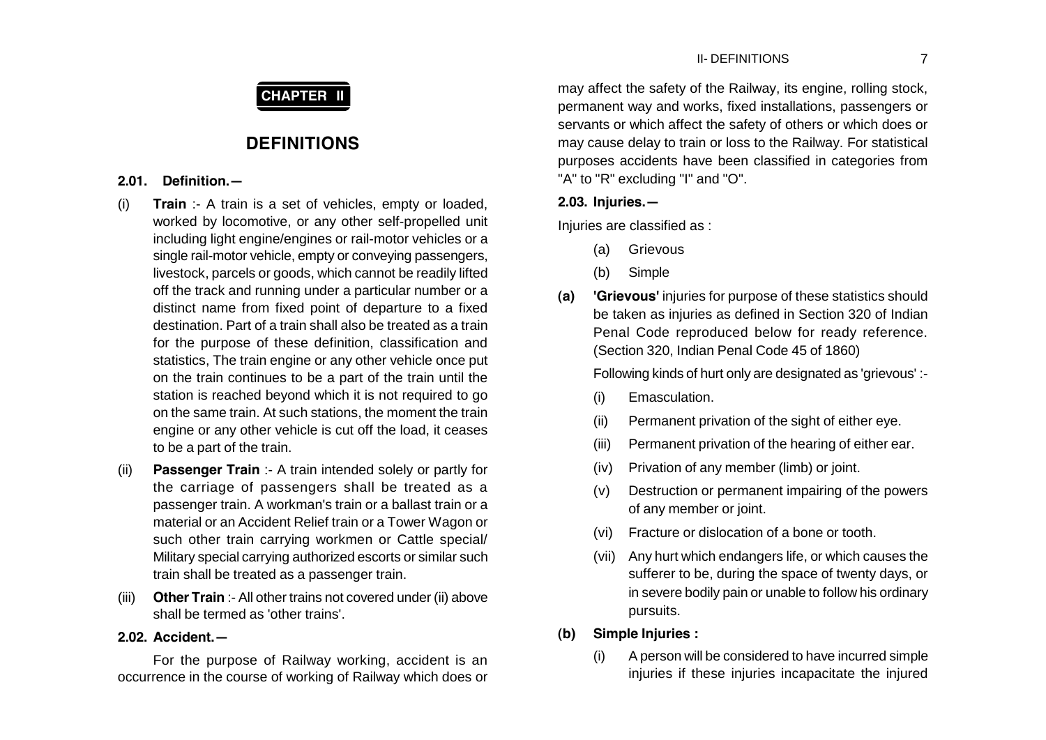# CHAPTER II

# DEFINITIONS

### 2.01. Definition.—

(i) **Train** :- A train is a set of vehicles, empty or loaded, worked by locomotive, or any other self-propelled unit including light engine/engines or rail-motor vehicles or a single rail-motor vehicle, empty or conveying passengers, livestock, parcels or goods, which cannot be readily lifted off the track and running under a particular number or a distinct name from fixed point of departure to a fixed destination. Part of a train shall also be treated as a train for the purpose of these definition, classification and statistics, The train engine or any other vehicle once put on the train continues to be a part of the train until the station is reached beyond which it is not required to go on the same train. At such stations, the moment the train engine or any other vehicle is cut off the load, it ceases to be a part of the train.

(ii) **Passenger Train** :- A train intended solely or partly for the carriage of passengers shall be treated as a passenger train. A workman's train or a ballast train or a material or an Accident Relief train or a Tower Wagon or such other train carrying workmen or Cattle special/ Military special carrying authorized escorts or similar such train shall be treated as a passenger train.

(iii) **Other Train** :- All other trains not covered under (ii) above shall be termed as 'other trains'.

### 2.02. Accident.—

For the purpose of Railway working, accident is an occurrence in the course of working of Railway which does or may affect the safety of the Railway, its engine, rolling stock, permanent way and works, fixed installations, passengers or servants or which affect the safety of others or which does or may cause delay to train or loss to the Railway. For statistical purposes accidents have been classified in categories from "A" to "R" excluding "I" and "O".

### 2.03. Injuries.—

Injuries are classified as :

(a) Grievous

(b) Simple

**(a) 'Grievous'** injuries for purpose of these statistics should be taken as injuries as defined in Section 320 of Indian Penal Code reproduced below for ready reference. (Section 320, Indian Penal Code 45 of 1860)

Following kinds of hurt only are designated as 'grievous' :-

(i) Emasculation.

(ii) Permanent privation of the sight of either eye.

(iii) Permanent privation of the hearing of either ear.

(iv) Privation of any member (limb) or joint.

(v) Destruction or permanent impairing of the powers of any member or joint.

(vi) Fracture or dislocation of a bone or tooth.

(vii) Any hurt which endangers life, or which causes the sufferer to be, during the space of twenty days, or in severe bodily pain or unable to follow his ordinary pursuits.

**(b) Simple Injuries :**

(i) A person will be considered to have incurred simple injuries if these injuries incapacitate the injured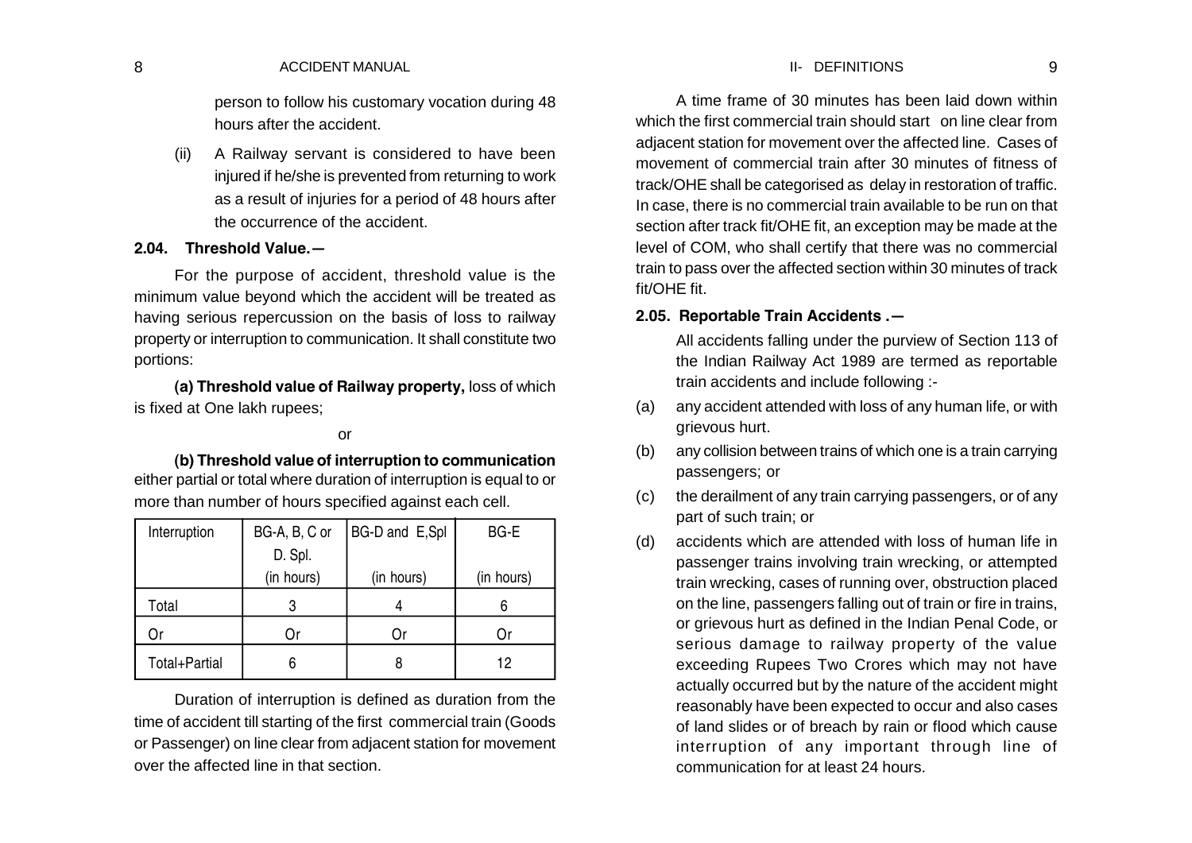person to follow his customary vocation during 48 hours after the accident.

(ii) A Railway servant is considered to have been injured if he/she is prevented from returning to work as a result of injuries for a period of 48 hours after the occurrence of the accident.

**2.04. Threshold Value.—**

For the purpose of accident, threshold value is the minimum value beyond which the accident will be treated as having serious repercussion on the basis of loss to railway property or interruption to communication. It shall constitute two portions:

**(a) Threshold value of Railway property,** loss of which is fixed at One lakh rupees;

or

**(b) Threshold value of interruption to communication** either partial or total where duration of interruption is equal to or more than number of hours specified against each cell.

| Interruption | BG-A, B, C or D. Spl. (in hours) | BG-D and E,Spl (in hours) | BG-E (in hours) |
|---|---|---|---|
| Total | 3 | 4 | 6 |
| Or | Or | Or | Or |
| Total+Partial | 6 | 8 | 12 |

Duration of interruption is defined as duration from the time of accident till starting of the first commercial train (Goods or Passenger) on line clear from adjacent station for movement over the affected line in that section.

A time frame of 30 minutes has been laid down within which the first commercial train should start on line clear from adjacent station for movement over the affected line. Cases of movement of commercial train after 30 minutes of fitness of track/OHE shall be categorised as delay in restoration of traffic. In case, there is no commercial train available to be run on that section after track fit/OHE fit, an exception may be made at the level of COM, who shall certify that there was no commercial train to pass over the affected section within 30 minutes of track fit/OHE fit.

**2.05. Reportable Train Accidents .—**

All accidents falling under the purview of Section 113 of the Indian Railway Act 1989 are termed as reportable train accidents and include following :-

(a) any accident attended with loss of any human life, or with grievous hurt.

(b) any collision between trains of which one is a train carrying passengers; or

(c) the derailment of any train carrying passengers, or of any part of such train; or

(d) accidents which are attended with loss of human life in passenger trains involving train wrecking, or attempted train wrecking, cases of running over, obstruction placed on the line, passengers falling out of train or fire in trains, or grievous hurt as defined in the Indian Penal Code, or serious damage to railway property of the value exceeding Rupees Two Crores which may not have actually occurred but by the nature of the accident might reasonably have been expected to occur and also cases of land slides or of breach by rain or flood which cause interruption of any important through line of communication for at least 24 hours.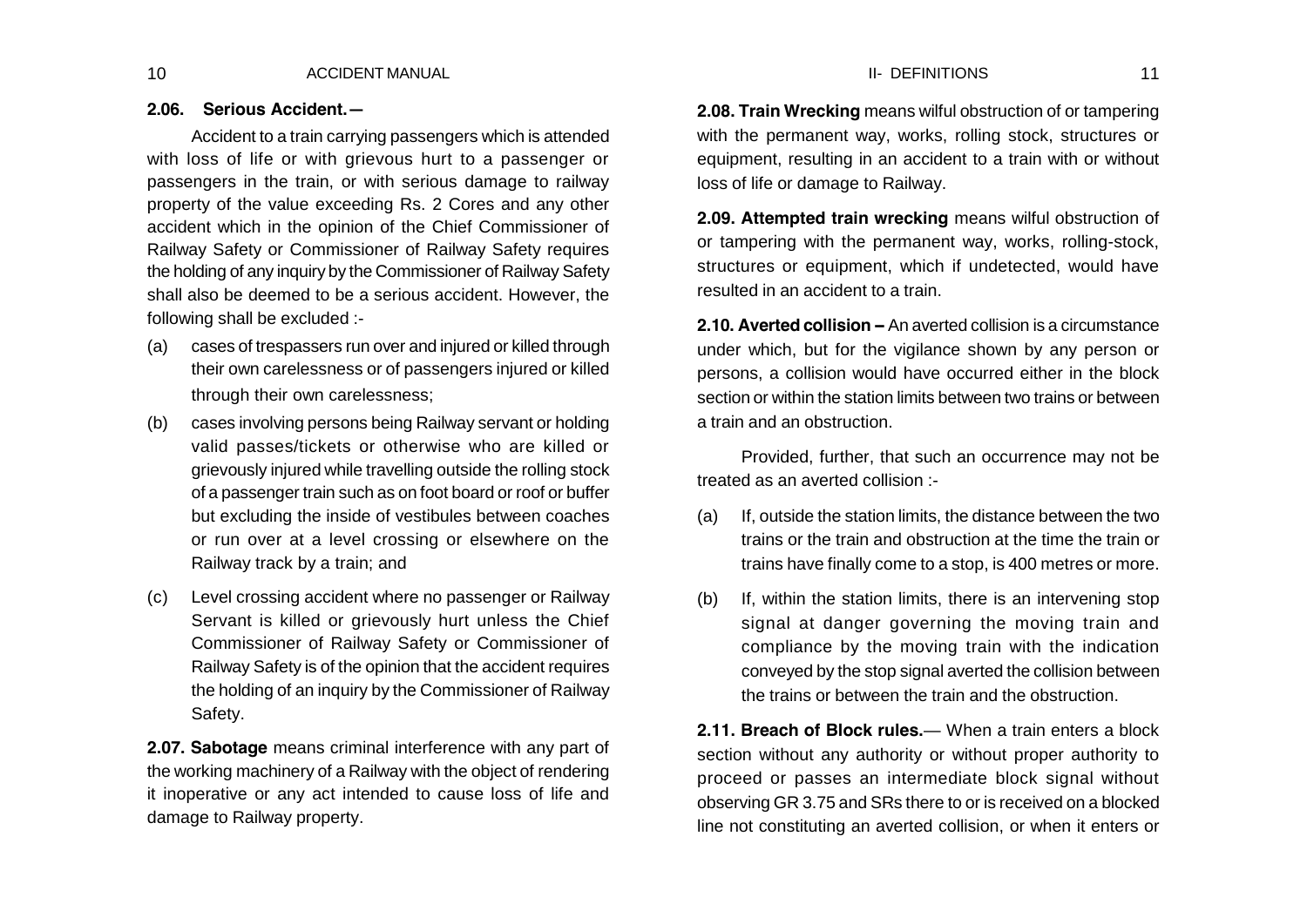**2.06. Serious Accident.—**

Accident to a train carrying passengers which is attended with loss of life or with grievous hurt to a passenger or passengers in the train, or with serious damage to railway property of the value exceeding Rs. 2 Cores and any other accident which in the opinion of the Chief Commissioner of Railway Safety or Commissioner of Railway Safety requires the holding of any inquiry by the Commissioner of Railway Safety shall also be deemed to be a serious accident. However, the following shall be excluded :-

(a) cases of trespassers run over and injured or killed through their own carelessness or of passengers injured or killed through their own carelessness;

(b) cases involving persons being Railway servant or holding valid passes/tickets or otherwise who are killed or grievously injured while travelling outside the rolling stock of a passenger train such as on foot board or roof or buffer but excluding the inside of vestibules between coaches or run over at a level crossing or elsewhere on the Railway track by a train; and

(c) Level crossing accident where no passenger or Railway Servant is killed or grievously hurt unless the Chief Commissioner of Railway Safety or Commissioner of Railway Safety is of the opinion that the accident requires the holding of an inquiry by the Commissioner of Railway Safety.

**2.07. Sabotage** means criminal interference with any part of the working machinery of a Railway with the object of rendering it inoperative or any act intended to cause loss of life and damage to Railway property.

**2.08. Train Wrecking** means wilful obstruction of or tampering with the permanent way, works, rolling stock, structures or equipment, resulting in an accident to a train with or without loss of life or damage to Railway.

**2.09. Attempted train wrecking** means wilful obstruction of or tampering with the permanent way, works, rolling-stock, structures or equipment, which if undetected, would have resulted in an accident to a train.

**2.10. Averted collision –** An averted collision is a circumstance under which, but for the vigilance shown by any person or persons, a collision would have occurred either in the block section or within the station limits between two trains or between a train and an obstruction.

Provided, further, that such an occurrence may not be treated as an averted collision :-

(a) If, outside the station limits, the distance between the two trains or the train and obstruction at the time the train or trains have finally come to a stop, is 400 metres or more.

(b) If, within the station limits, there is an intervening stop signal at danger governing the moving train and compliance by the moving train with the indication conveyed by the stop signal averted the collision between the trains or between the train and the obstruction.

**2.11. Breach of Block rules.**— When a train enters a block section without any authority or without proper authority to proceed or passes an intermediate block signal without observing GR 3.75 and SRs there to or is received on a blocked line not constituting an averted collision, or when it enters or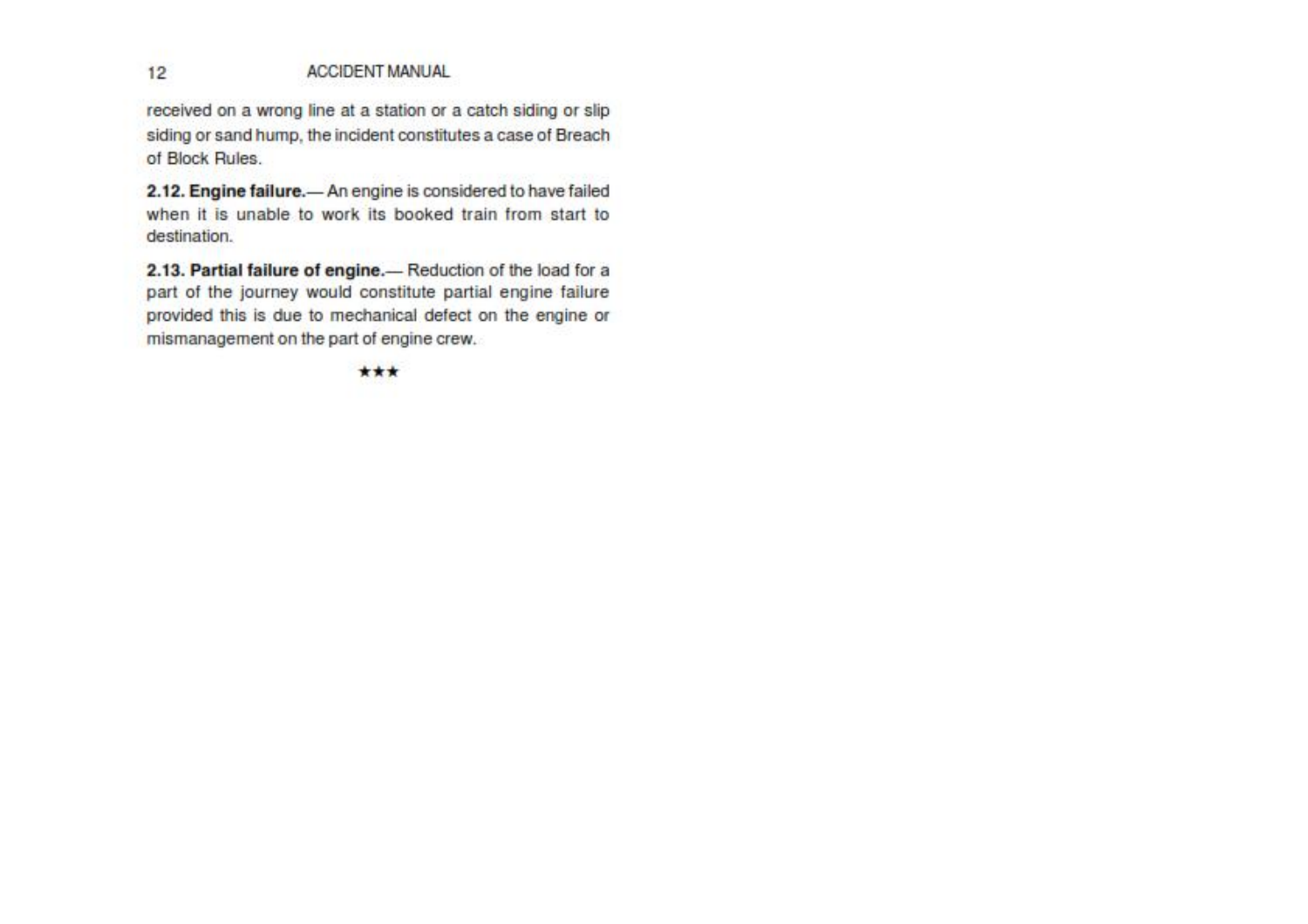received on a wrong line at a station or a catch siding or slip siding or sand hump, the incident constitutes a case of Breach of Block Rules.

**2.12. Engine failure.**— An engine is considered to have failed when it is unable to work its booked train from start to destination.

**2.13. Partial failure of engine.**— Reduction of the load for a part of the journey would constitute partial engine failure provided this is due to mechanical defect on the engine or mismanagement on the part of engine crew.

★★★